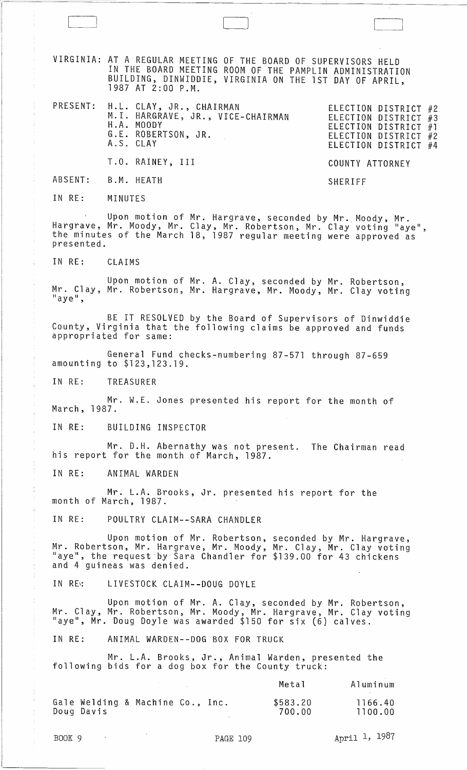VIRGINIA: AT A REGULAR MEETING OF THE BOARD OF SUPERVISORS HELD IN THE BOARD MEETING ROOM OF THE PAMPLIN ADMINISTRATION BUILDING, DINWIDDIE, VIRGINIA ON THE 1ST DAY OF APRIL, 1987 AT 2:00 P.M.

| | | |
|---|---|---|
| PRESENT: | H.L. CLAY, JR., CHAIRMAN | ELECTION DISTRICT #2 |
| | M.I. HARGRAVE, JR., VICE-CHAIRMAN | ELECTION DISTRICT #3 |
| | H.A. MOODY | ELECTION DISTRICT #1 |
| | G.E. ROBERTSON, JR. | ELECTION DISTRICT #2 |
| | A.S. CLAY | ELECTION DISTRICT #4 |
| | T.O. RAINEY, III | COUNTY ATTORNEY |
| ABSENT: | B.M. HEATH | SHERIFF |

IN RE: MINUTES

Upon motion of Mr. Hargrave, seconded by Mr. Moody, Mr. Hargrave, Mr. Moody, Mr. Clay, Mr. Robertson, Mr. Clay voting "aye", the minutes of the March 18, 1987 regular meeting were approved as presented.

IN RE: CLAIMS

Upon motion of Mr. A. Clay, seconded by Mr. Robertson, Mr. Clay, Mr. Robertson, Mr. Hargrave, Mr. Moody, Mr. Clay voting "aye",

BE IT RESOLVED by the Board of Supervisors of Dinwiddie County, Virginia that the following claims be approved and funds appropriated for same:

General Fund checks-numbering 87-571 through 87-659 amounting to $123,123.19.

IN RE: TREASURER

Mr. W.E. Jones presented his report for the month of March, 1987.

IN RE: BUILDING INSPECTOR

Mr. D.H. Abernathy was not present. The Chairman read his report for the month of March, 1987.

IN RE: ANIMAL WARDEN

Mr. L.A. Brooks, Jr. presented his report for the month of March, 1987.

IN RE: POULTRY CLAIM--SARA CHANDLER

Upon motion of Mr. Robertson, seconded by Mr. Hargrave, Mr. Robertson, Mr. Hargrave, Mr. Moody, Mr. Clay, Mr. Clay voting "aye", the request by Sara Chandler for $139.00 for 43 chickens and 4 guineas was denied.

IN RE: LIVESTOCK CLAIM--DOUG DOYLE

Upon motion of Mr. A. Clay, seconded by Mr. Robertson, Mr. Clay, Mr. Robertson, Mr. Moody, Mr. Hargrave, Mr. Clay voting "aye", Mr. Doug Doyle was awarded $150 for six (6) calves.

IN RE: ANIMAL WARDEN--DOG BOX FOR TRUCK

Mr. L.A. Brooks, Jr., Animal Warden, presented the following bids for a dog box for the County truck:

| | Metal | Aluminum |
|---|---|---|
| Gale Welding & Machine Co., Inc. | $583.20 | 1166.40 |
| Doug Davis | 700.00 | 1100.00 |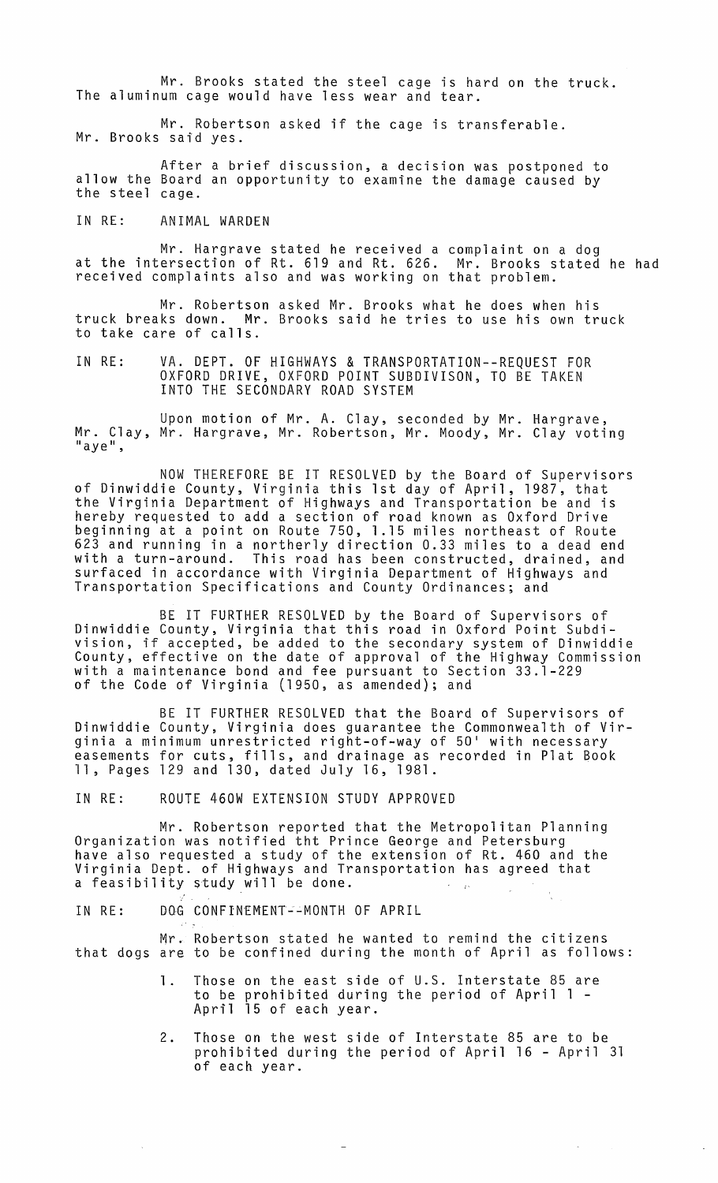Mr. Brooks stated the steel cage is hard on the truck. The aluminum cage would have less wear and tear.

Mr. Robertson asked if the cage is transferable. Mr. Brooks said yes.

After a brief discussion, a decision was postponed to allow the Board an opportunity to examine the damage caused by the steel cage.

IN RE: ANIMAL WARDEN

Mr. Hargrave stated he received a complaint on a dog at the intersection of Rt. 619 and Rt. 626. Mr. Brooks stated he had received complaints also and was working on that problem.

Mr. Robertson asked Mr. Brooks what he does when his truck breaks down. Mr. Brooks said he tries to use his own truck to take care of calls.

IN RE: VA. DEPT. OF HIGHWAYS & TRANSPORTATION--REQUEST FOR OXFORD DRIVE, OXFORD POINT SUBDIVISON, TO BE TAKEN INTO THE SECONDARY ROAD SYSTEM

Upon motion of Mr. A. Clay, seconded by Mr. Hargrave, Mr. Clay, Mr. Hargrave, Mr. Robertson, Mr. Moody, Mr. Clay voting "aye",

NOW THEREFORE BE IT RESOLVED by the Board of Supervisors of Dinwiddie County, Virginia this 1st day of April, 1987, that the Virginia Department of Highways and Transportation be and is hereby requested to add a section of road known as Oxford Drive beginning at a point on Route 750, 1.15 miles northeast of Route 623 and running in a northerly direction 0.33 miles to a dead end with a turn-around. This road has been constructed, drained, and surfaced in accordance with Virginia Department of Highways and Transportation Specifications and County Ordinances; and

BE IT FURTHER RESOLVED by the Board of Supervisors of Dinwiddie County, Virginia that this road in Oxford Point Subdivision, if accepted, be added to the secondary system of Dinwiddie County, effective on the date of approval of the Highway Commission with a maintenance bond and fee pursuant to Section 33.1-229 of the Code of Virginia (1950, as amended); and

BE IT FURTHER RESOLVED that the Board of Supervisors of Dinwiddie County, Virginia does guarantee the Commonwealth of Virginia a minimum unrestricted right-of-way of 50' with necessary easements for cuts, fills, and drainage as recorded in Plat Book 11, Pages 129 and 130, dated July 16, 1981.

IN RE: ROUTE 460W EXTENSION STUDY APPROVED

Mr. Robertson reported that the Metropolitan Planning Organization was notified tht Prince George and Petersburg have also requested a study of the extension of Rt. 460 and the Virginia Dept. of Highways and Transportation has agreed that a feasibility study will be done.

IN RE: DOG CONFINEMENT--MONTH OF APRIL

Mr. Robertson stated he wanted to remind the citizens that dogs are to be confined during the month of April as follows:

1. Those on the east side of U.S. Interstate 85 are to be prohibited during the period of April 1 - April 15 of each year.
2. Those on the west side of Interstate 85 are to be prohibited during the period of April 16 - April 31 of each year.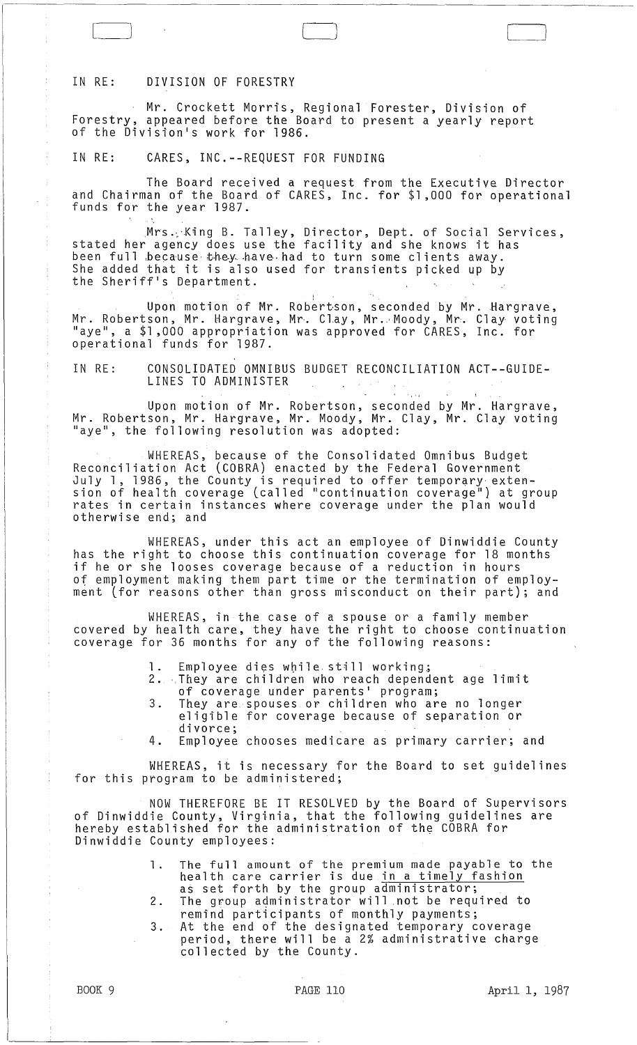IN RE: DIVISION OF FORESTRY

Mr. Crockett Morris, Regional Forester, Division of Forestry, appeared before the Board to present a yearly report of the Division's work for 1986.

IN RE: CARES, INC.--REQUEST FOR FUNDING

The Board received a request from the Executive Director and Chairman of the Board of CARES, Inc. for $1,000 for operational funds for the year 1987.

Mrs. King B. Talley, Director, Dept. of Social Services, stated her agency does use the facility and she knows it has been full because they have had to turn some clients away. She added that it is also used for transients picked up by the Sheriff's Department.

Upon motion of Mr. Robertson, seconded by Mr. Hargrave, Mr. Robertson, Mr. Hargrave, Mr. Clay, Mr. Moody, Mr. Clay voting "aye", a $1,000 appropriation was approved for CARES, Inc. for operational funds for 1987.

IN RE: CONSOLIDATED OMNIBUS BUDGET RECONCILIATION ACT--GUIDELINES TO ADMINISTER

Upon motion of Mr. Robertson, seconded by Mr. Hargrave, Mr. Robertson, Mr. Hargrave, Mr. Moody, Mr. Clay, Mr. Clay voting "aye", the following resolution was adopted:

WHEREAS, because of the Consolidated Omnibus Budget Reconciliation Act (COBRA) enacted by the Federal Government July 1, 1986, the County is required to offer temporary extension of health coverage (called "continuation coverage") at group rates in certain instances where coverage under the plan would otherwise end; and

WHEREAS, under this act an employee of Dinwiddie County has the right to choose this continuation coverage for 18 months if he or she looses coverage because of a reduction in hours of employment making them part time or the termination of employment (for reasons other than gross misconduct on their part); and

WHEREAS, in the case of a spouse or a family member covered by health care, they have the right to choose continuation coverage for 36 months for any of the following reasons:

1. Employee dies while still working;
2. They are children who reach dependent age limit of coverage under parents' program;
3. They are spouses or children who are no longer eligible for coverage because of separation or divorce;
4. Employee chooses medicare as primary carrier; and

WHEREAS, it is necessary for the Board to set guidelines for this program to be administered;

NOW THEREFORE BE IT RESOLVED by the Board of Supervisors of Dinwiddie County, Virginia, that the following guidelines are hereby established for the administration of the COBRA for Dinwiddie County employees:

1. The full amount of the premium made payable to the health care carrier is due in a timely fashion as set forth by the group administrator;
2. The group administrator will not be required to remind participants of monthly payments;
3. At the end of the designated temporary coverage period, there will be a 2% administrative charge collected by the County.

BOOK 9 PAGE 110 April 1, 1987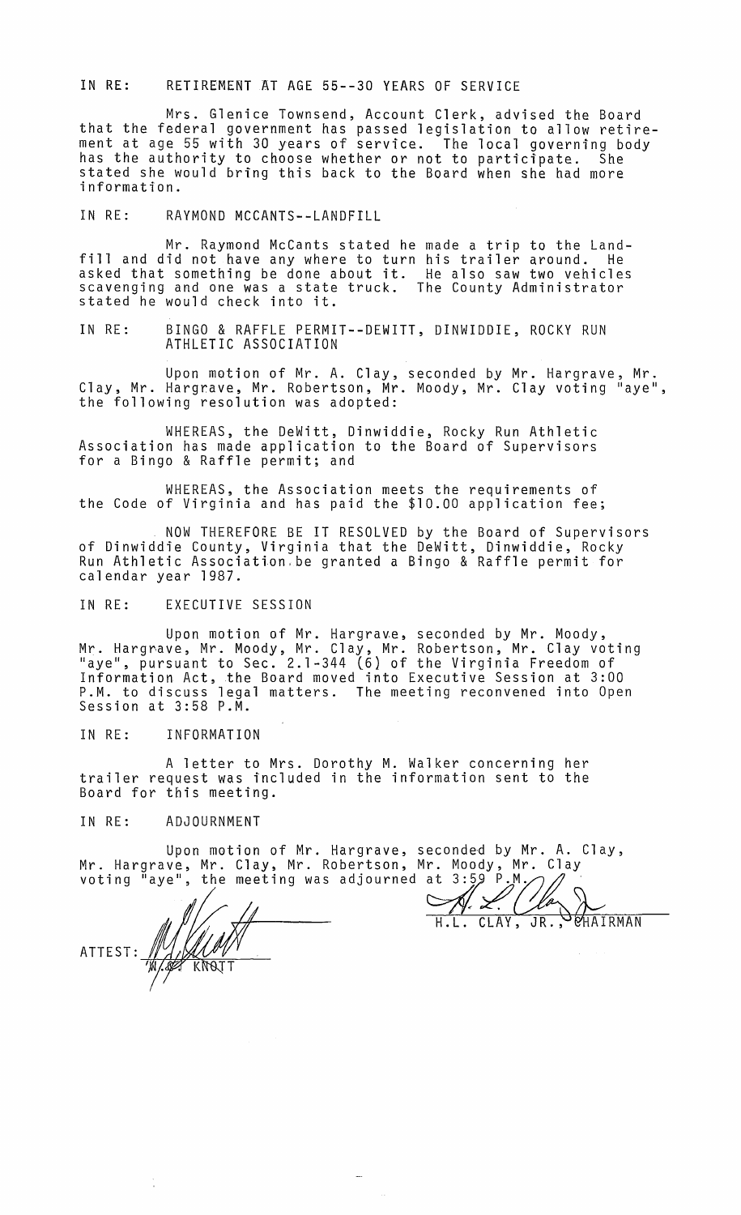IN RE: RETIREMENT AT AGE 55--30 YEARS OF SERVICE

Mrs. Glenice Townsend, Account Clerk, advised the Board that the federal government has passed legislation to allow retirement at age 55 with 30 years of service. The local governing body has the authority to choose whether or not to participate. She stated she would bring this back to the Board when she had more information.

IN RE: RAYMOND MCCANTS--LANDFILL

Mr. Raymond McCants stated he made a trip to the Landfill and did not have any where to turn his trailer around. He asked that something be done about it. He also saw two vehicles scavenging and one was a state truck. The County Administrator stated he would check into it.

IN RE: BINGO & RAFFLE PERMIT--DEWITT, DINWIDDIE, ROCKY RUN ATHLETIC ASSOCIATION

Upon motion of Mr. A. Clay, seconded by Mr. Hargrave, Mr. Clay, Mr. Hargrave, Mr. Robertson, Mr. Moody, Mr. Clay voting "aye", the following resolution was adopted:

WHEREAS, the DeWitt, Dinwiddie, Rocky Run Athletic Association has made application to the Board of Supervisors for a Bingo & Raffle permit; and

WHEREAS, the Association meets the requirements of the Code of Virginia and has paid the $10.00 application fee;

NOW THEREFORE BE IT RESOLVED by the Board of Supervisors of Dinwiddie County, Virginia that the DeWitt, Dinwiddie, Rocky Run Athletic Association be granted a Bingo & Raffle permit for calendar year 1987.

IN RE: EXECUTIVE SESSION

Upon motion of Mr. Hargrave, seconded by Mr. Moody, Mr. Hargrave, Mr. Moody, Mr. Clay, Mr. Robertson, Mr. Clay voting "aye", pursuant to Sec. 2.1-344 (6) of the Virginia Freedom of Information Act, the Board moved into Executive Session at 3:00 P.M. to discuss legal matters. The meeting reconvened into Open Session at 3:58 P.M.

IN RE: INFORMATION

A letter to Mrs. Dorothy M. Walker concerning her trailer request was included in the information sent to the Board for this meeting.

IN RE: ADJOURNMENT

Upon motion of Mr. Hargrave, seconded by Mr. A. Clay, Mr. Hargrave, Mr. Clay, Mr. Robertson, Mr. Moody, Mr. Clay voting "aye", the meeting was adjourned at 3:59 P.M.

H.L. CLAY, JR., CHAIRMAN

ATTEST: W.C. KNOTT